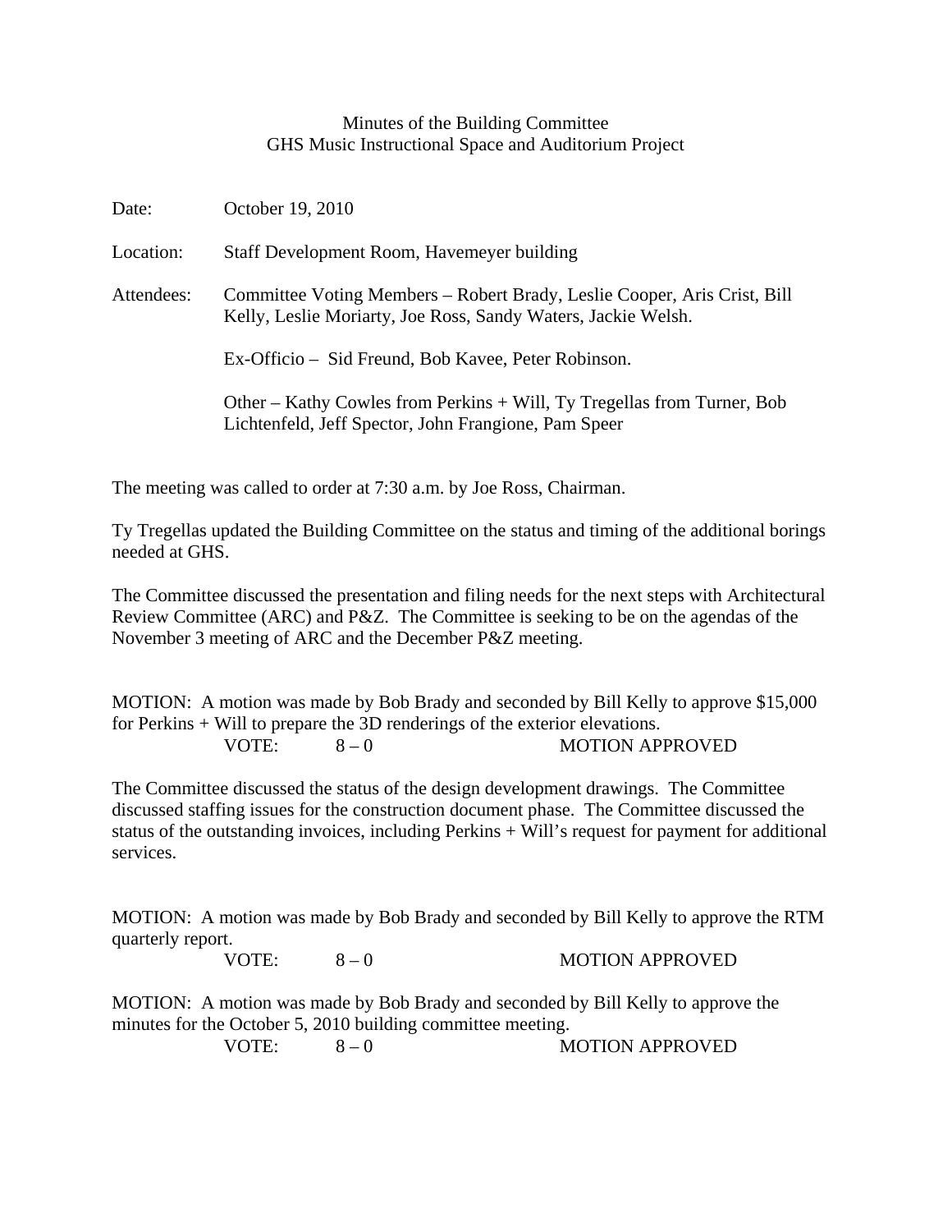# Minutes of the Building Committee
## GHS Music Instructional Space and Auditorium Project

Date: October 19, 2010

Location: Staff Development Room, Havemeyer building

Attendees: Committee Voting Members – Robert Brady, Leslie Cooper, Aris Crist, Bill Kelly, Leslie Moriarty, Joe Ross, Sandy Waters, Jackie Welsh.

Ex-Officio – Sid Freund, Bob Kavee, Peter Robinson.

Other – Kathy Cowles from Perkins + Will, Ty Tregellas from Turner, Bob Lichtenfeld, Jeff Spector, John Frangione, Pam Speer

The meeting was called to order at 7:30 a.m. by Joe Ross, Chairman.

Ty Tregellas updated the Building Committee on the status and timing of the additional borings needed at GHS.

The Committee discussed the presentation and filing needs for the next steps with Architectural Review Committee (ARC) and P&Z. The Committee is seeking to be on the agendas of the November 3 meeting of ARC and the December P&Z meeting.

MOTION: A motion was made by Bob Brady and seconded by Bill Kelly to approve $15,000 for Perkins + Will to prepare the 3D renderings of the exterior elevations.

VOTE: 8 – 0 MOTION APPROVED

The Committee discussed the status of the design development drawings. The Committee discussed staffing issues for the construction document phase. The Committee discussed the status of the outstanding invoices, including Perkins + Will's request for payment for additional services.

MOTION: A motion was made by Bob Brady and seconded by Bill Kelly to approve the RTM quarterly report.

VOTE: 8 – 0 MOTION APPROVED

MOTION: A motion was made by Bob Brady and seconded by Bill Kelly to approve the minutes for the October 5, 2010 building committee meeting.

VOTE: 8 – 0 MOTION APPROVED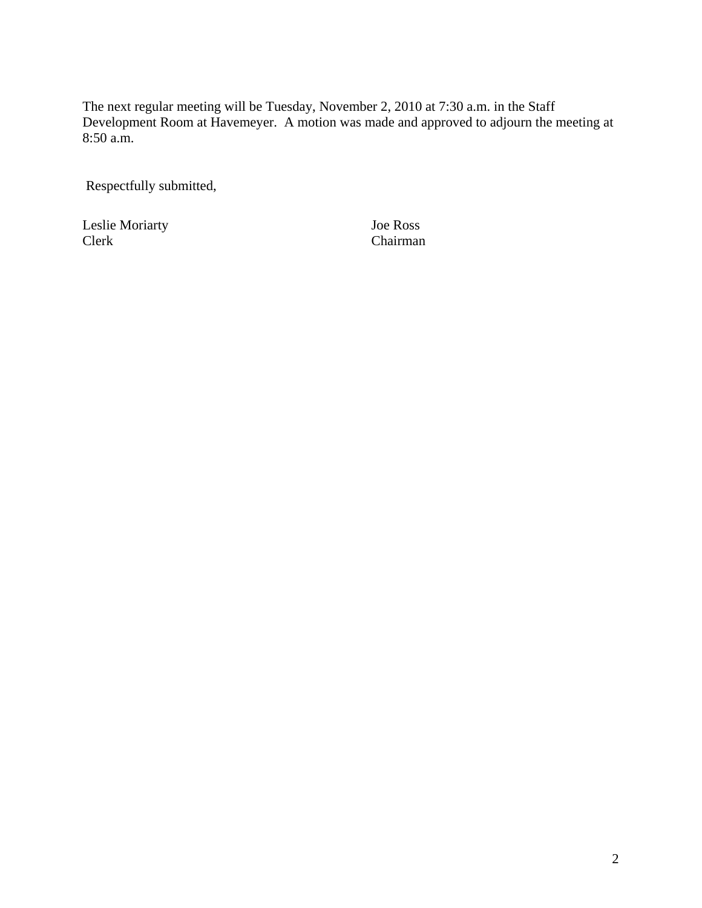The next regular meeting will be Tuesday, November 2, 2010 at 7:30 a.m. in the Staff Development Room at Havemeyer. A motion was made and approved to adjourn the meeting at 8:50 a.m.

Respectfully submitted,

| | |
|---|---|
| Leslie Moriarty | Joe Ross |
| Clerk | Chairman |